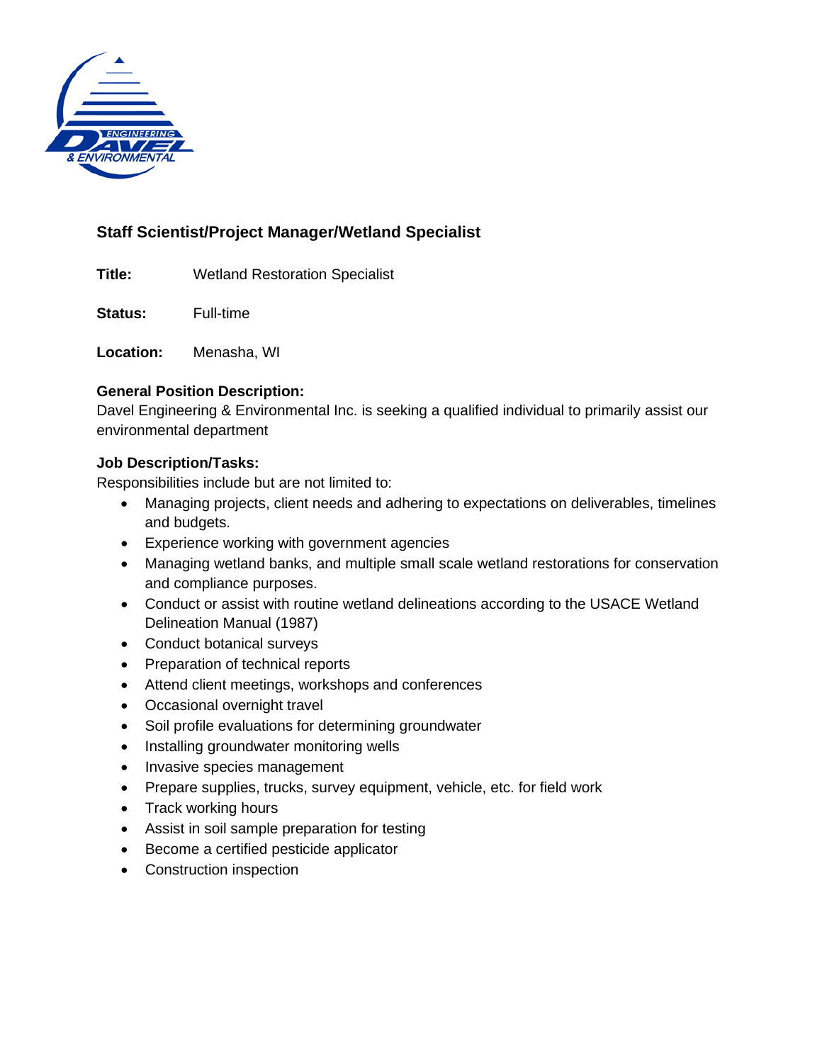## Staff Scientist/Project Manager/Wetland Specialist

**Title:** Wetland Restoration Specialist

**Status:** Full-time

**Location:** Menasha, WI

**General Position Description:**
Davel Engineering & Environmental Inc. is seeking a qualified individual to primarily assist our environmental department

**Job Description/Tasks:**
Responsibilities include but are not limited to:

- Managing projects, client needs and adhering to expectations on deliverables, timelines and budgets.
- Experience working with government agencies
- Managing wetland banks, and multiple small scale wetland restorations for conservation and compliance purposes.
- Conduct or assist with routine wetland delineations according to the USACE Wetland Delineation Manual (1987)
- Conduct botanical surveys
- Preparation of technical reports
- Attend client meetings, workshops and conferences
- Occasional overnight travel
- Soil profile evaluations for determining groundwater
- Installing groundwater monitoring wells
- Invasive species management
- Prepare supplies, trucks, survey equipment, vehicle, etc. for field work
- Track working hours
- Assist in soil sample preparation for testing
- Become a certified pesticide applicator
- Construction inspection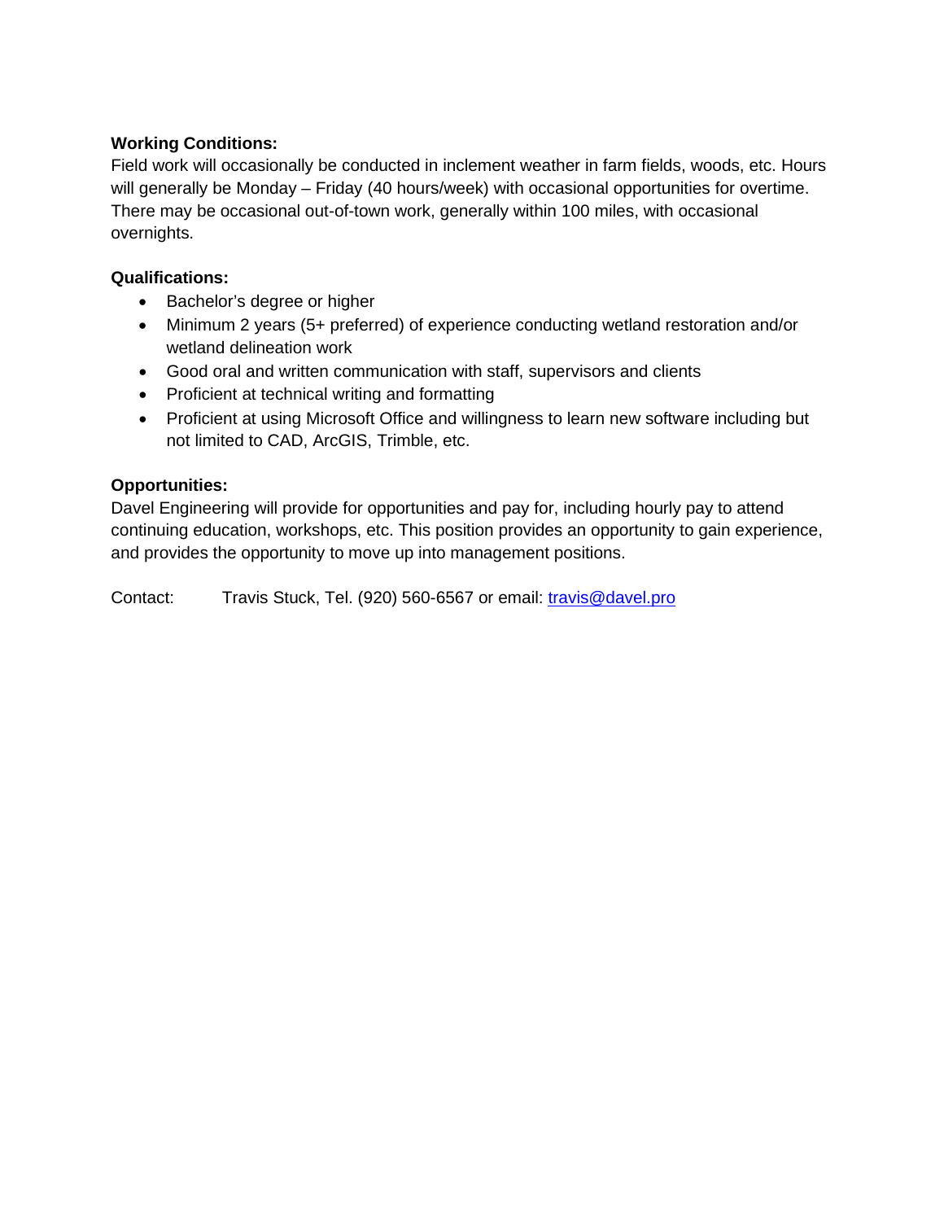**Working Conditions:**
Field work will occasionally be conducted in inclement weather in farm fields, woods, etc. Hours will generally be Monday – Friday (40 hours/week) with occasional opportunities for overtime. There may be occasional out-of-town work, generally within 100 miles, with occasional overnights.

**Qualifications:**

- Bachelor's degree or higher
- Minimum 2 years (5+ preferred) of experience conducting wetland restoration and/or wetland delineation work
- Good oral and written communication with staff, supervisors and clients
- Proficient at technical writing and formatting
- Proficient at using Microsoft Office and willingness to learn new software including but not limited to CAD, ArcGIS, Trimble, etc.

**Opportunities:**
Davel Engineering will provide for opportunities and pay for, including hourly pay to attend continuing education, workshops, etc. This position provides an opportunity to gain experience, and provides the opportunity to move up into management positions.

Contact: Travis Stuck, Tel. (920) 560-6567 or email: travis@davel.pro